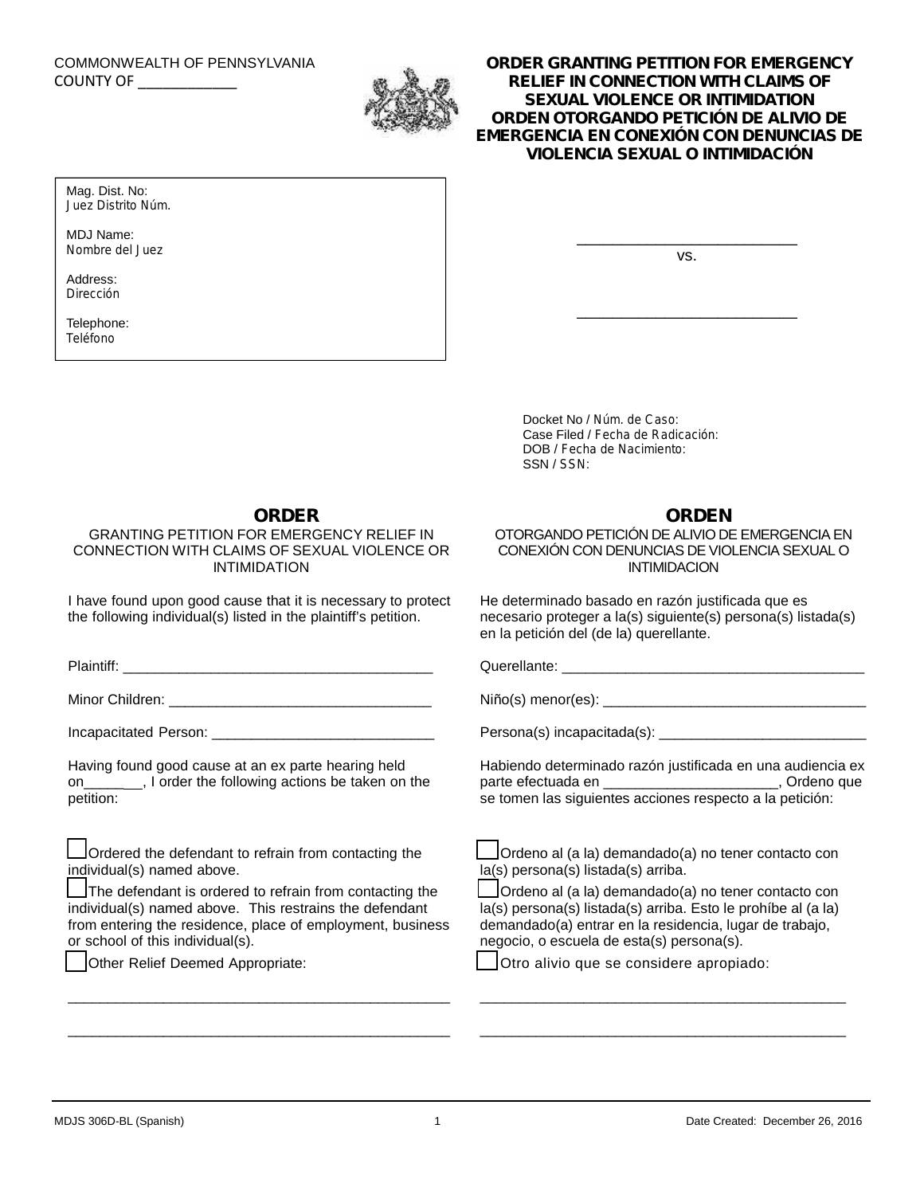COMMONWEALTH OF PENNSYLVANIA
COUNTY OF ____________

# ORDER GRANTING PETITION FOR EMERGENCY RELIEF IN CONNECTION WITH CLAIMS OF SEXUAL VIOLENCE OR INTIMIDATION
# ORDEN OTORGANDO PETICIÓN DE ALIVIO DE EMERGENCIA EN CONEXIÓN CON DENUNCIAS DE VIOLENCIA SEXUAL O INTIMIDACIÓN

Mag. Dist. No:
Juez Distrito Núm.

MDJ Name:
Nombre del Juez

Address:
Dirección

Telephone:
Teléfono

____________________________
vs.

____________________________

Docket No / Núm. de Caso:
Case Filed / Fecha de Radicación:
DOB / Fecha de Nacimiento:
SSN / SSN:

## ORDER

GRANTING PETITION FOR EMERGENCY RELIEF IN CONNECTION WITH CLAIMS OF SEXUAL VIOLENCE OR INTIMIDATION

I have found upon good cause that it is necessary to protect the following individual(s) listed in the plaintiff's petition.

Plaintiff: ________________________________________

Minor Children: __________________________________

Incapacitated Person: ____________________________

Having found good cause at an ex parte hearing held on_______, I order the following actions be taken on the petition:

☐ Ordered the defendant to refrain from contacting the individual(s) named above.

☐ The defendant is ordered to refrain from contacting the individual(s) named above. This restrains the defendant from entering the residence, place of employment, business or school of this individual(s).

☐ Other Relief Deemed Appropriate:

__________________________________________________

__________________________________________________

## ORDEN

OTORGANDO PETICIÓN DE ALIVIO DE EMERGENCIA EN CONEXIÓN CON DENUNCIAS DE VIOLENCIA SEXUAL O INTIMIDACION

He determinado basado en razón justificada que es necesario proteger a la(s) siguiente(s) persona(s) listada(s) en la petición del (de la) querellante.

Querellante: ______________________________________

Niño(s) menor(es): _________________________________

Persona(s) incapacitada(s): __________________________

Habiendo determinado razón justificada en una audiencia ex parte efectuada en _____________________, Ordeno que se tomen las siguientes acciones respecto a la petición:

☐ Ordeno al (a la) demandado(a) no tener contacto con la(s) persona(s) listada(s) arriba.

☐ Ordeno al (a la) demandado(a) no tener contacto con la(s) persona(s) listada(s) arriba. Esto le prohíbe al (a la) demandado(a) entrar en la residencia, lugar de trabajo, negocio, o escuela de esta(s) persona(s).

☐ Otro alivio que se considere apropiado:

______________________________________________

______________________________________________

MDJS 306D-BL (Spanish) Date Created: December 26, 2016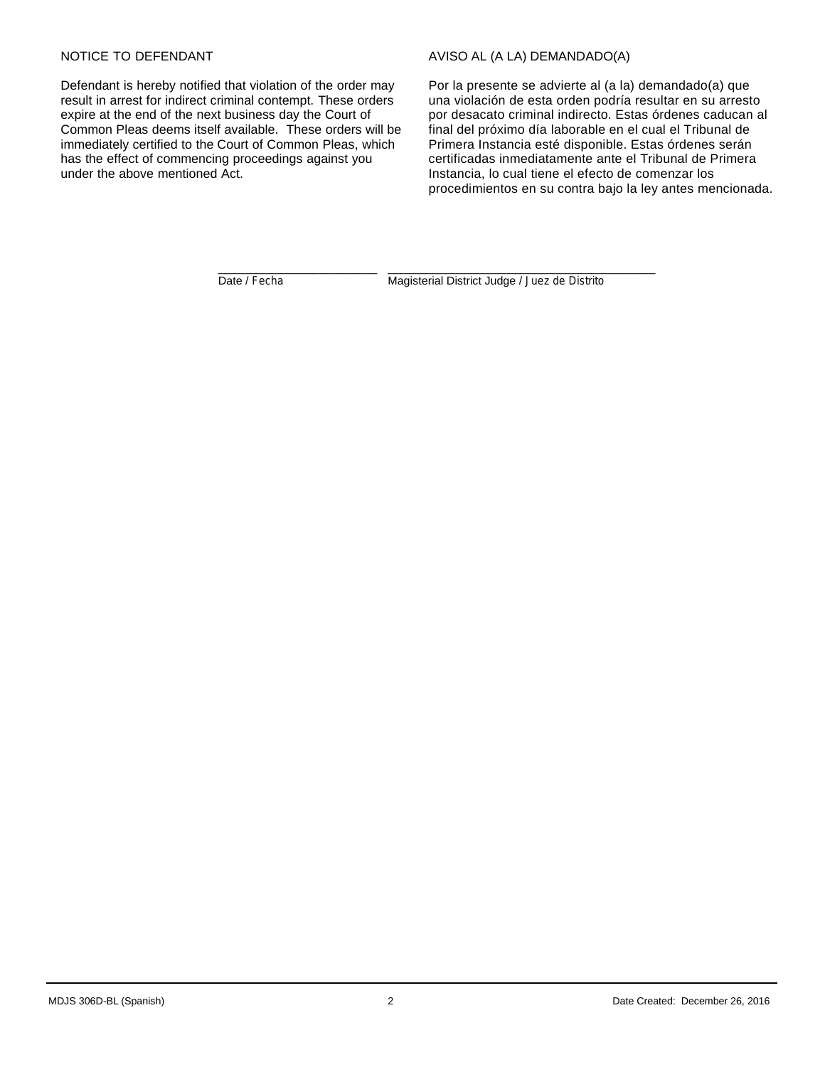NOTICE TO DEFENDANT

Defendant is hereby notified that violation of the order may result in arrest for indirect criminal contempt. These orders expire at the end of the next business day the Court of Common Pleas deems itself available. These orders will be immediately certified to the Court of Common Pleas, which has the effect of commencing proceedings against you under the above mentioned Act.

AVISO AL (A LA) DEMANDADO(A)

Por la presente se advierte al (a la) demandado(a) que una violación de esta orden podría resultar en su arresto por desacato criminal indirecto. Estas órdenes caducan al final del próximo día laborable en el cual el Tribunal de Primera Instancia esté disponible. Estas órdenes serán certificadas inmediatamente ante el Tribunal de Primera Instancia, lo cual tiene el efecto de comenzar los procedimientos en su contra bajo la ley antes mencionada.

_________________________ Date / Fecha

_____________________________________________ Magisterial District Judge / Juez de Distrito

MDJS 306D-BL (Spanish) — Date Created: December 26, 2016